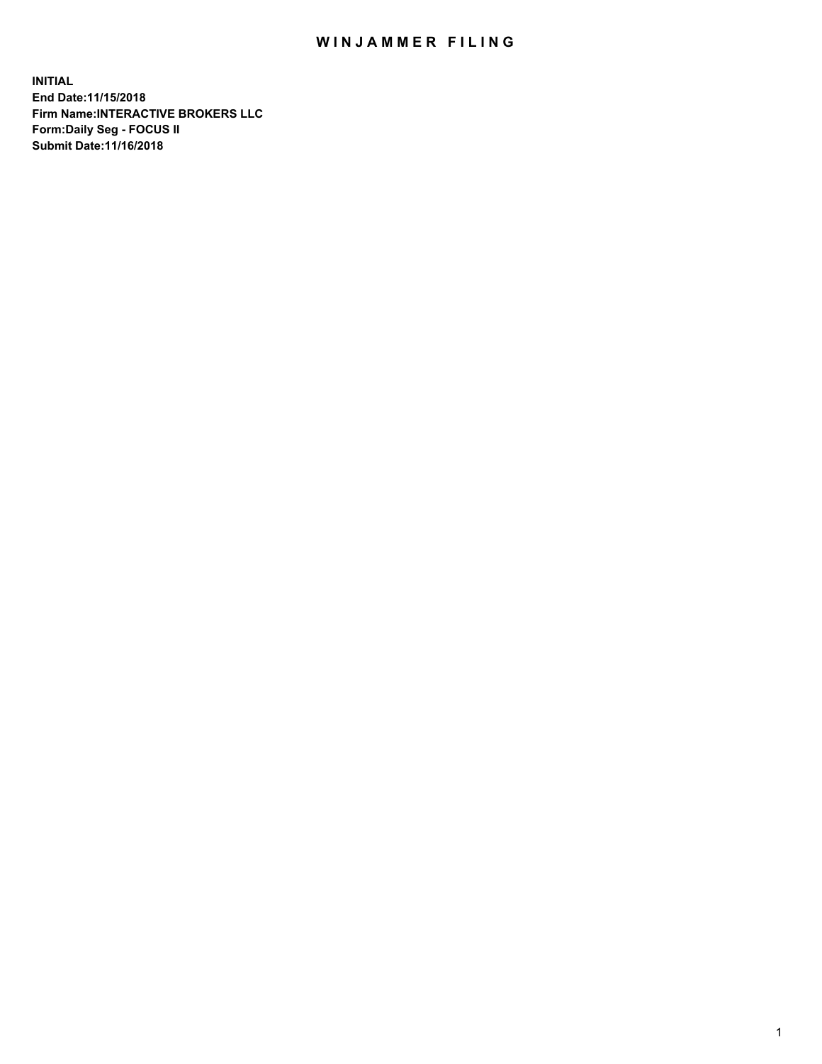# WINJAMMER FILING

**INITIAL**
**End Date:11/15/2018**
**Firm Name:INTERACTIVE BROKERS LLC**
**Form:Daily Seg - FOCUS II**
**Submit Date:11/16/2018**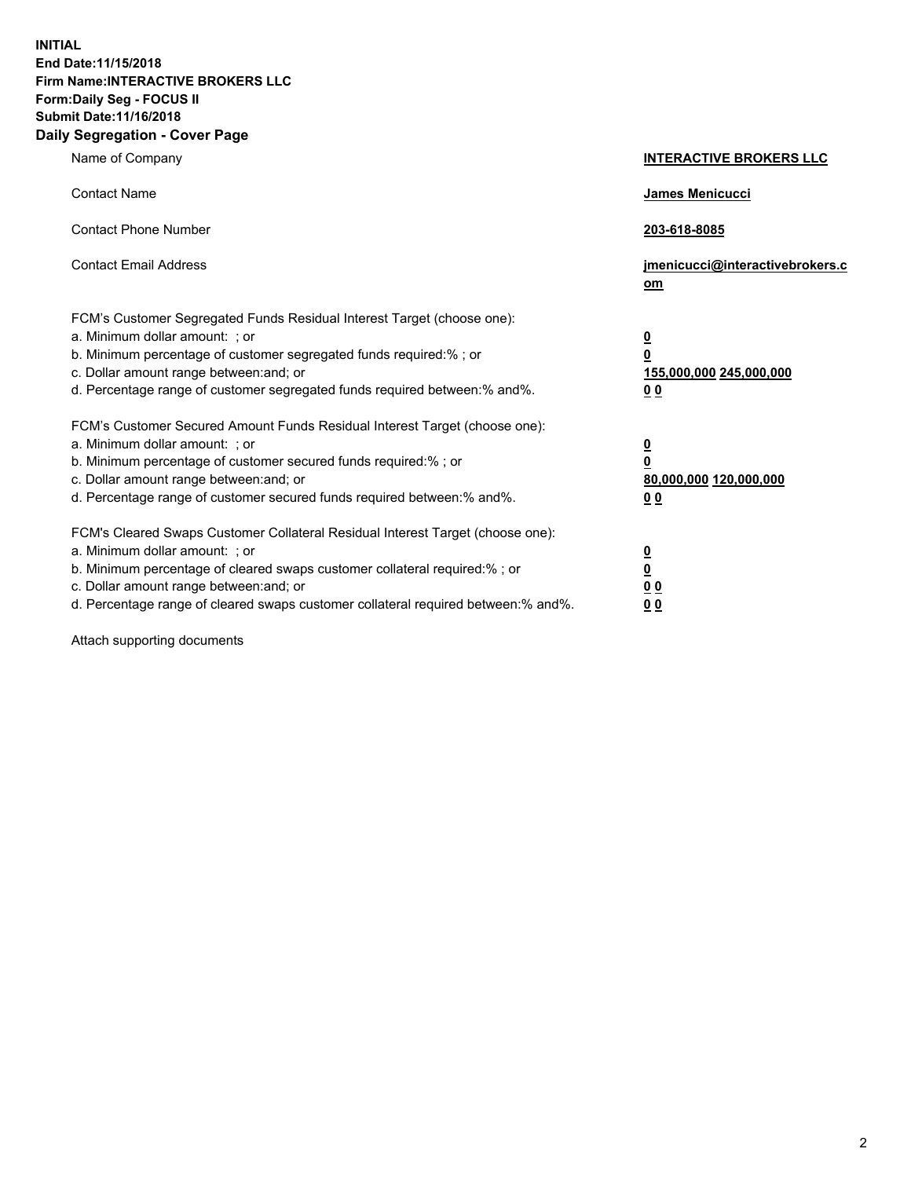**INITIAL**
**End Date:11/15/2018**
**Firm Name:INTERACTIVE BROKERS LLC**
**Form:Daily Seg - FOCUS II**
**Submit Date:11/16/2018**

## Daily Segregation - Cover Page

| | |
|---|---|
| Name of Company | **INTERACTIVE BROKERS LLC** |
| Contact Name | **James Menicucci** |
| Contact Phone Number | **203-618-8085** |
| Contact Email Address | **jmenicucci@interactivebrokers.com** |

FCM's Customer Segregated Funds Residual Interest Target (choose one):

| | |
|---|---|
| a. Minimum dollar amount: ; or | **0** |
| b. Minimum percentage of customer segregated funds required:% ; or | **0** |
| c. Dollar amount range between:and; or | **155,000,000 245,000,000** |
| d. Percentage range of customer segregated funds required between:% and%. | **0 0** |

FCM's Customer Secured Amount Funds Residual Interest Target (choose one):

| | |
|---|---|
| a. Minimum dollar amount: ; or | **0** |
| b. Minimum percentage of customer secured funds required:% ; or | **0** |
| c. Dollar amount range between:and; or | **80,000,000 120,000,000** |
| d. Percentage range of customer secured funds required between:% and%. | **0 0** |

FCM's Cleared Swaps Customer Collateral Residual Interest Target (choose one):

| | |
|---|---|
| a. Minimum dollar amount: ; or | **0** |
| b. Minimum percentage of cleared swaps customer collateral required:% ; or | **0** |
| c. Dollar amount range between:and; or | **0 0** |
| d. Percentage range of cleared swaps customer collateral required between:% and%. | **0 0** |

Attach supporting documents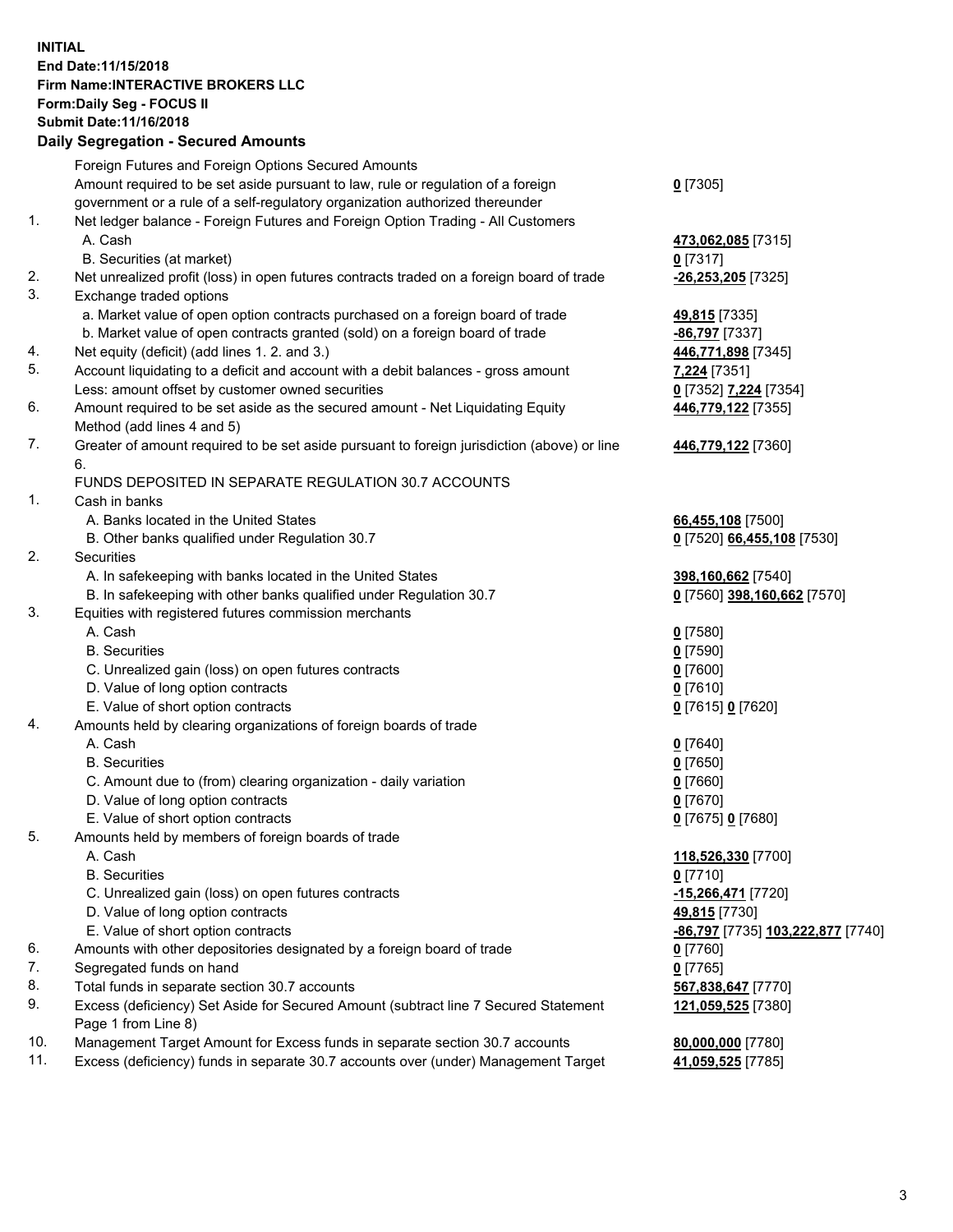**INITIAL**
**End Date:11/15/2018**
**Firm Name:INTERACTIVE BROKERS LLC**
**Form:Daily Seg - FOCUS II**
**Submit Date:11/16/2018**

**Daily Segregation - Secured Amounts**

| | | |
|---|---|---|
| | Foreign Futures and Foreign Options Secured Amounts | |
| | Amount required to be set aside pursuant to law, rule or regulation of a foreign government or a rule of a self-regulatory organization authorized thereunder | **0** [7305] |
| 1. | Net ledger balance - Foreign Futures and Foreign Option Trading - All Customers | |
| | A. Cash | **473,062,085** [7315] |
| | B. Securities (at market) | **0** [7317] |
| 2. | Net unrealized profit (loss) in open futures contracts traded on a foreign board of trade | **-26,253,205** [7325] |
| 3. | Exchange traded options | |
| | a. Market value of open option contracts purchased on a foreign board of trade | **49,815** [7335] |
| | b. Market value of open contracts granted (sold) on a foreign board of trade | **-86,797** [7337] |
| 4. | Net equity (deficit) (add lines 1. 2. and 3.) | **446,771,898** [7345] |
| 5. | Account liquidating to a deficit and account with a debit balances - gross amount | **7,224** [7351] |
| | Less: amount offset by customer owned securities | **0** [7352] **7,224** [7354] |
| 6. | Amount required to be set aside as the secured amount - Net Liquidating Equity Method (add lines 4 and 5) | **446,779,122** [7355] |
| 7. | Greater of amount required to be set aside pursuant to foreign jurisdiction (above) or line 6. | **446,779,122** [7360] |
| | FUNDS DEPOSITED IN SEPARATE REGULATION 30.7 ACCOUNTS | |
| 1. | Cash in banks | |
| | A. Banks located in the United States | **66,455,108** [7500] |
| | B. Other banks qualified under Regulation 30.7 | **0** [7520] **66,455,108** [7530] |
| 2. | Securities | |
| | A. In safekeeping with banks located in the United States | **398,160,662** [7540] |
| | B. In safekeeping with other banks qualified under Regulation 30.7 | **0** [7560] **398,160,662** [7570] |
| 3. | Equities with registered futures commission merchants | |
| | A. Cash | **0** [7580] |
| | B. Securities | **0** [7590] |
| | C. Unrealized gain (loss) on open futures contracts | **0** [7600] |
| | D. Value of long option contracts | **0** [7610] |
| | E. Value of short option contracts | **0** [7615] **0** [7620] |
| 4. | Amounts held by clearing organizations of foreign boards of trade | |
| | A. Cash | **0** [7640] |
| | B. Securities | **0** [7650] |
| | C. Amount due to (from) clearing organization - daily variation | **0** [7660] |
| | D. Value of long option contracts | **0** [7670] |
| | E. Value of short option contracts | **0** [7675] **0** [7680] |
| 5. | Amounts held by members of foreign boards of trade | |
| | A. Cash | **118,526,330** [7700] |
| | B. Securities | **0** [7710] |
| | C. Unrealized gain (loss) on open futures contracts | **-15,266,471** [7720] |
| | D. Value of long option contracts | **49,815** [7730] |
| | E. Value of short option contracts | **-86,797** [7735] **103,222,877** [7740] |
| 6. | Amounts with other depositories designated by a foreign board of trade | **0** [7760] |
| 7. | Segregated funds on hand | **0** [7765] |
| 8. | Total funds in separate section 30.7 accounts | **567,838,647** [7770] |
| 9. | Excess (deficiency) Set Aside for Secured Amount (subtract line 7 Secured Statement Page 1 from Line 8) | **121,059,525** [7380] |
| 10. | Management Target Amount for Excess funds in separate section 30.7 accounts | **80,000,000** [7780] |
| 11. | Excess (deficiency) funds in separate 30.7 accounts over (under) Management Target | **41,059,525** [7785] |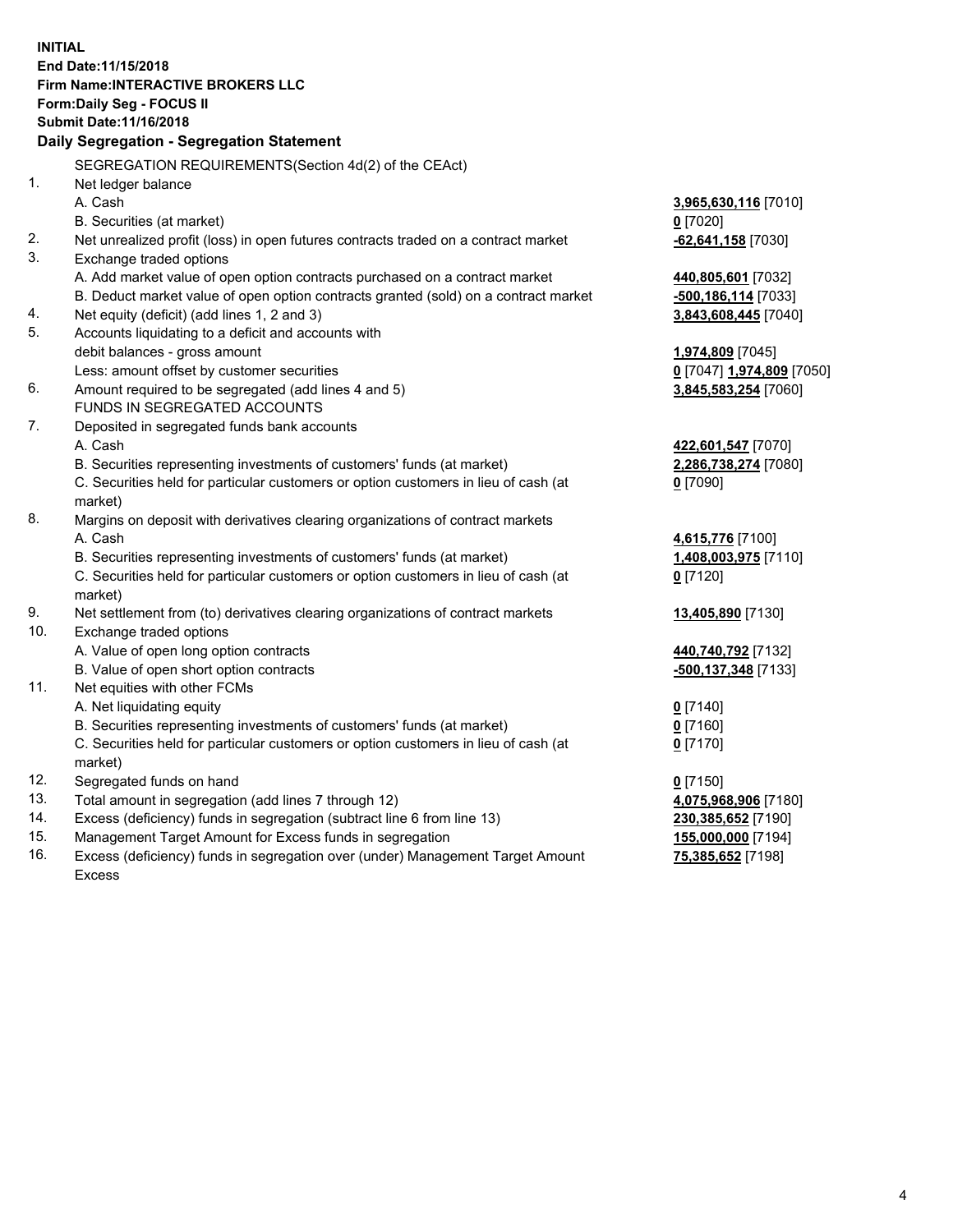**INITIAL**
**End Date:11/15/2018**
**Firm Name:INTERACTIVE BROKERS LLC**
**Form:Daily Seg - FOCUS II**
**Submit Date:11/16/2018**

## Daily Segregation - Segregation Statement

SEGREGATION REQUIREMENTS(Section 4d(2) of the CEAct)

| | | |
|---|---|---|
| 1. | Net ledger balance | |
| | A. Cash | **3,965,630,116** [7010] |
| | B. Securities (at market) | **0** [7020] |
| 2. | Net unrealized profit (loss) in open futures contracts traded on a contract market | **-62,641,158** [7030] |
| 3. | Exchange traded options | |
| | A. Add market value of open option contracts purchased on a contract market | **440,805,601** [7032] |
| | B. Deduct market value of open option contracts granted (sold) on a contract market | **-500,186,114** [7033] |
| 4. | Net equity (deficit) (add lines 1, 2 and 3) | **3,843,608,445** [7040] |
| 5. | Accounts liquidating to a deficit and accounts with | |
| | debit balances - gross amount | **1,974,809** [7045] |
| | Less: amount offset by customer securities | **0** [7047] **1,974,809** [7050] |
| 6. | Amount required to be segregated (add lines 4 and 5) | **3,845,583,254** [7060] |
| | FUNDS IN SEGREGATED ACCOUNTS | |
| 7. | Deposited in segregated funds bank accounts | |
| | A. Cash | **422,601,547** [7070] |
| | B. Securities representing investments of customers' funds (at market) | **2,286,738,274** [7080] |
| | C. Securities held for particular customers or option customers in lieu of cash (at market) | **0** [7090] |
| 8. | Margins on deposit with derivatives clearing organizations of contract markets | |
| | A. Cash | **4,615,776** [7100] |
| | B. Securities representing investments of customers' funds (at market) | **1,408,003,975** [7110] |
| | C. Securities held for particular customers or option customers in lieu of cash (at market) | **0** [7120] |
| 9. | Net settlement from (to) derivatives clearing organizations of contract markets | **13,405,890** [7130] |
| 10. | Exchange traded options | |
| | A. Value of open long option contracts | **440,740,792** [7132] |
| | B. Value of open short option contracts | **-500,137,348** [7133] |
| 11. | Net equities with other FCMs | |
| | A. Net liquidating equity | **0** [7140] |
| | B. Securities representing investments of customers' funds (at market) | **0** [7160] |
| | C. Securities held for particular customers or option customers in lieu of cash (at market) | **0** [7170] |
| 12. | Segregated funds on hand | **0** [7150] |
| 13. | Total amount in segregation (add lines 7 through 12) | **4,075,968,906** [7180] |
| 14. | Excess (deficiency) funds in segregation (subtract line 6 from line 13) | **230,385,652** [7190] |
| 15. | Management Target Amount for Excess funds in segregation | **155,000,000** [7194] |
| 16. | Excess (deficiency) funds in segregation over (under) Management Target Amount Excess | **75,385,652** [7198] |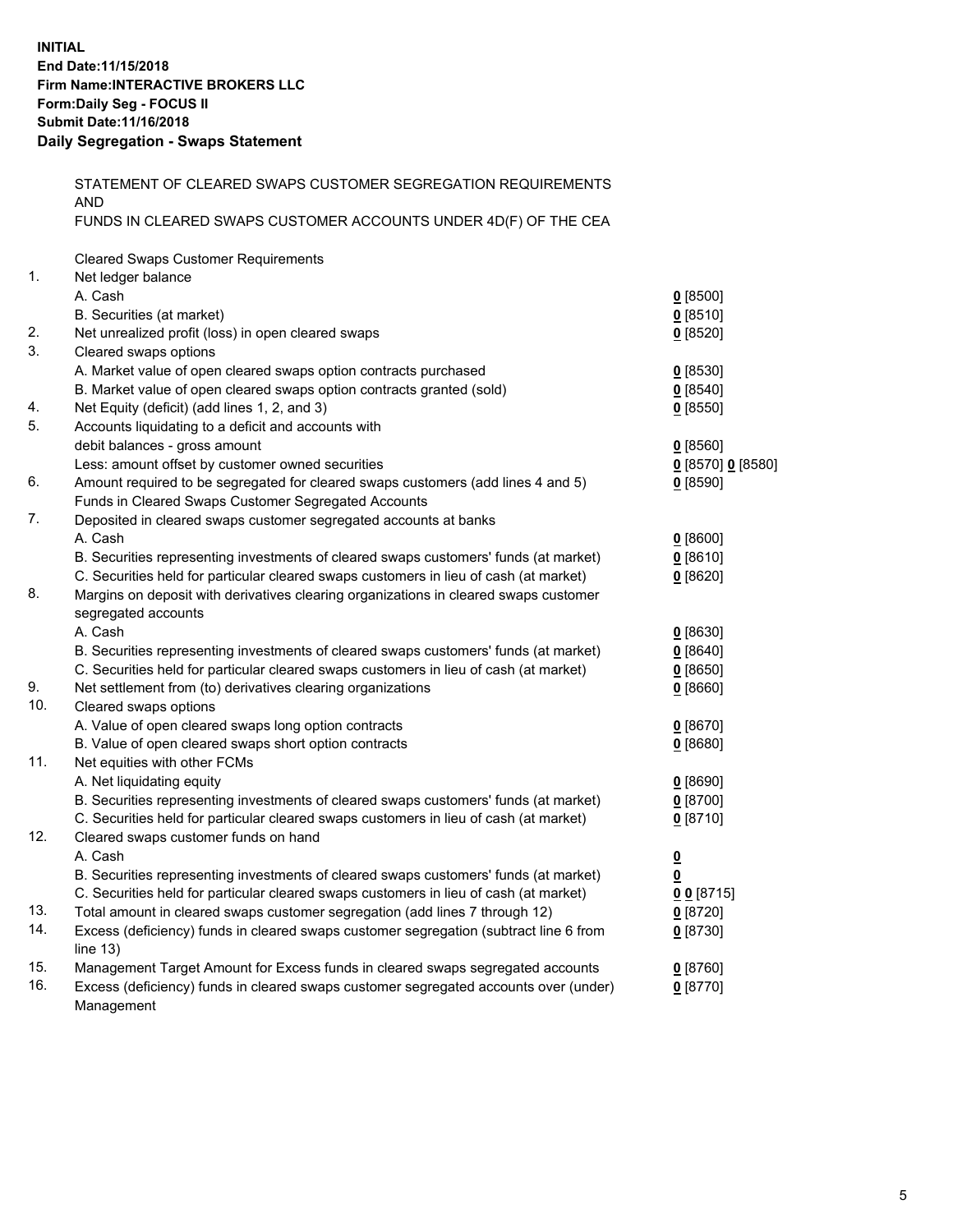**INITIAL**
**End Date:11/15/2018**
**Firm Name:INTERACTIVE BROKERS LLC**
**Form:Daily Seg - FOCUS II**
**Submit Date:11/16/2018**
**Daily Segregation - Swaps Statement**

STATEMENT OF CLEARED SWAPS CUSTOMER SEGREGATION REQUIREMENTS AND FUNDS IN CLEARED SWAPS CUSTOMER ACCOUNTS UNDER 4D(F) OF THE CEA

| | | |
|---|---|---|
| | Cleared Swaps Customer Requirements | |
| 1. | Net ledger balance | |
| | A. Cash | 0 [8500] |
| | B. Securities (at market) | 0 [8510] |
| 2. | Net unrealized profit (loss) in open cleared swaps | 0 [8520] |
| 3. | Cleared swaps options | |
| | A. Market value of open cleared swaps option contracts purchased | 0 [8530] |
| | B. Market value of open cleared swaps option contracts granted (sold) | 0 [8540] |
| 4. | Net Equity (deficit) (add lines 1, 2, and 3) | 0 [8550] |
| 5. | Accounts liquidating to a deficit and accounts with | |
| | debit balances - gross amount | 0 [8560] |
| | Less: amount offset by customer owned securities | 0 [8570] 0 [8580] |
| 6. | Amount required to be segregated for cleared swaps customers (add lines 4 and 5) | 0 [8590] |
| | Funds in Cleared Swaps Customer Segregated Accounts | |
| 7. | Deposited in cleared swaps customer segregated accounts at banks | |
| | A. Cash | 0 [8600] |
| | B. Securities representing investments of cleared swaps customers' funds (at market) | 0 [8610] |
| | C. Securities held for particular cleared swaps customers in lieu of cash (at market) | 0 [8620] |
| 8. | Margins on deposit with derivatives clearing organizations in cleared swaps customer segregated accounts | |
| | A. Cash | 0 [8630] |
| | B. Securities representing investments of cleared swaps customers' funds (at market) | 0 [8640] |
| | C. Securities held for particular cleared swaps customers in lieu of cash (at market) | 0 [8650] |
| 9. | Net settlement from (to) derivatives clearing organizations | 0 [8660] |
| 10. | Cleared swaps options | |
| | A. Value of open cleared swaps long option contracts | 0 [8670] |
| | B. Value of open cleared swaps short option contracts | 0 [8680] |
| 11. | Net equities with other FCMs | |
| | A. Net liquidating equity | 0 [8690] |
| | B. Securities representing investments of cleared swaps customers' funds (at market) | 0 [8700] |
| | C. Securities held for particular cleared swaps customers in lieu of cash (at market) | 0 [8710] |
| 12. | Cleared swaps customer funds on hand | |
| | A. Cash | 0 |
| | B. Securities representing investments of cleared swaps customers' funds (at market) | 0 |
| | C. Securities held for particular cleared swaps customers in lieu of cash (at market) | 0 0 [8715] |
| 13. | Total amount in cleared swaps customer segregation (add lines 7 through 12) | 0 [8720] |
| 14. | Excess (deficiency) funds in cleared swaps customer segregation (subtract line 6 from line 13) | 0 [8730] |
| 15. | Management Target Amount for Excess funds in cleared swaps segregated accounts | 0 [8760] |
| 16. | Excess (deficiency) funds in cleared swaps customer segregated accounts over (under) Management | 0 [8770] |